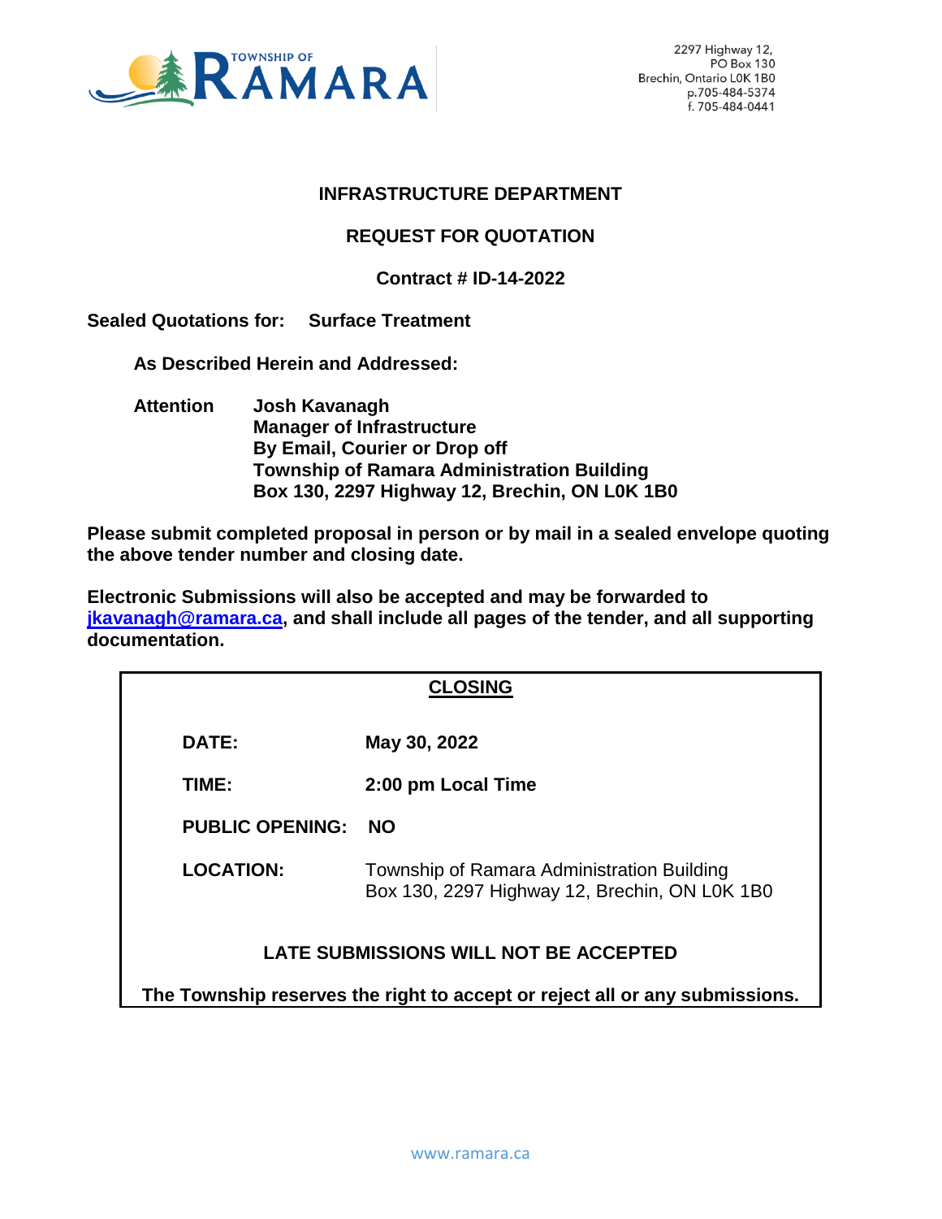Township of Ramara

2297 Highway 12,
PO Box 130
Brechin, Ontario L0K 1B0
p.705-484-5374
f. 705-484-0441

## INFRASTRUCTURE DEPARTMENT

## REQUEST FOR QUOTATION

## Contract # ID-14-2022

**Sealed Quotations for: Surface Treatment**

**As Described Herein and Addressed:**

**Attention** **Josh Kavanagh**
**Manager of Infrastructure**
**By Email, Courier or Drop off**
**Township of Ramara Administration Building**
**Box 130, 2297 Highway 12, Brechin, ON L0K 1B0**

**Please submit completed proposal in person or by mail in a sealed envelope quoting the above tender number and closing date.**

**Electronic Submissions will also be accepted and may be forwarded to jkavanagh@ramara.ca, and shall include all pages of the tender, and all supporting documentation.**

**CLOSING**

| | |
|---|---|
| **DATE:** | **May 30, 2022** |
| **TIME:** | **2:00 pm Local Time** |
| **PUBLIC OPENING:** | **NO** |
| **LOCATION:** | Township of Ramara Administration Building<br>Box 130, 2297 Highway 12, Brechin, ON L0K 1B0 |

**LATE SUBMISSIONS WILL NOT BE ACCEPTED**

**The Township reserves the right to accept or reject all or any submissions.**

www.ramara.ca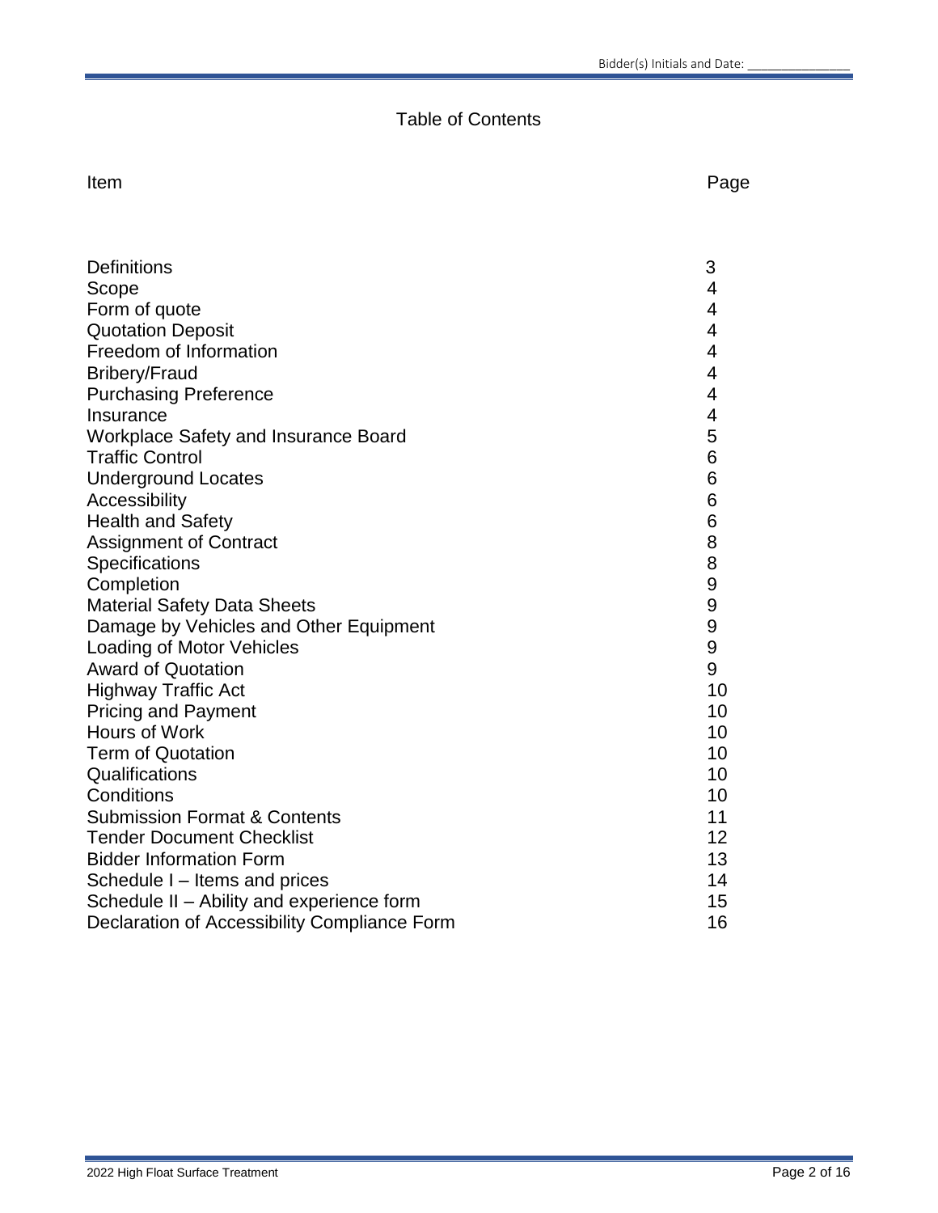# Table of Contents

| Item | Page |
|---|---|
| Definitions | 3 |
| Scope | 4 |
| Form of quote | 4 |
| Quotation Deposit | 4 |
| Freedom of Information | 4 |
| Bribery/Fraud | 4 |
| Purchasing Preference | 4 |
| Insurance | 4 |
| Workplace Safety and Insurance Board | 5 |
| Traffic Control | 6 |
| Underground Locates | 6 |
| Accessibility | 6 |
| Health and Safety | 6 |
| Assignment of Contract | 8 |
| Specifications | 8 |
| Completion | 9 |
| Material Safety Data Sheets | 9 |
| Damage by Vehicles and Other Equipment | 9 |
| Loading of Motor Vehicles | 9 |
| Award of Quotation | 9 |
| Highway Traffic Act | 10 |
| Pricing and Payment | 10 |
| Hours of Work | 10 |
| Term of Quotation | 10 |
| Qualifications | 10 |
| Conditions | 10 |
| Submission Format & Contents | 11 |
| Tender Document Checklist | 12 |
| Bidder Information Form | 13 |
| Schedule I – Items and prices | 14 |
| Schedule II – Ability and experience form | 15 |
| Declaration of Accessibility Compliance Form | 16 |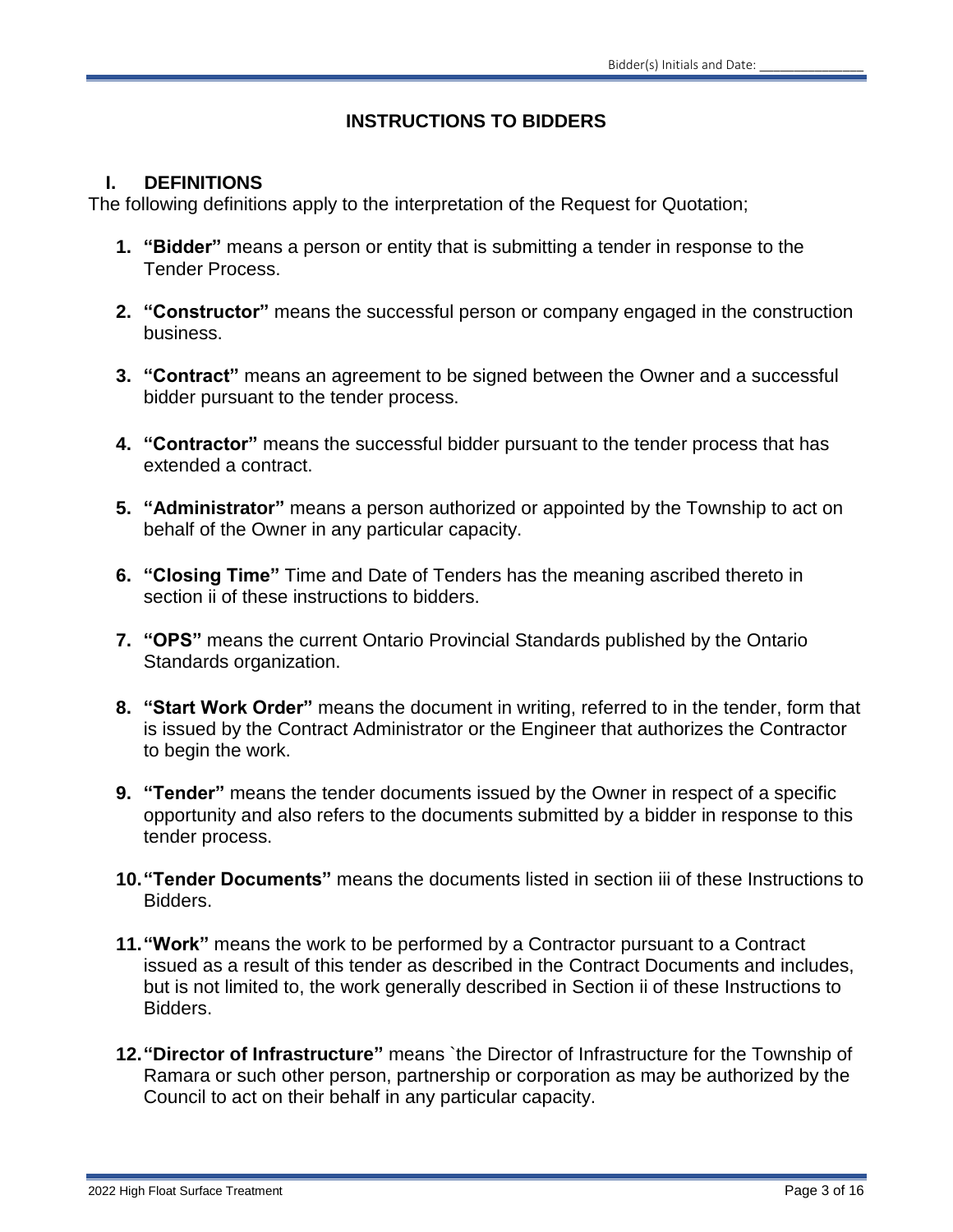# INSTRUCTIONS TO BIDDERS

## I. DEFINITIONS

The following definitions apply to the interpretation of the Request for Quotation;

1. **"Bidder"** means a person or entity that is submitting a tender in response to the Tender Process.

2. **"Constructor"** means the successful person or company engaged in the construction business.

3. **"Contract"** means an agreement to be signed between the Owner and a successful bidder pursuant to the tender process.

4. **"Contractor"** means the successful bidder pursuant to the tender process that has extended a contract.

5. **"Administrator"** means a person authorized or appointed by the Township to act on behalf of the Owner in any particular capacity.

6. **"Closing Time"** Time and Date of Tenders has the meaning ascribed thereto in section ii of these instructions to bidders.

7. **"OPS"** means the current Ontario Provincial Standards published by the Ontario Standards organization.

8. **"Start Work Order"** means the document in writing, referred to in the tender, form that is issued by the Contract Administrator or the Engineer that authorizes the Contractor to begin the work.

9. **"Tender"** means the tender documents issued by the Owner in respect of a specific opportunity and also refers to the documents submitted by a bidder in response to this tender process.

10. **"Tender Documents"** means the documents listed in section iii of these Instructions to Bidders.

11. **"Work"** means the work to be performed by a Contractor pursuant to a Contract issued as a result of this tender as described in the Contract Documents and includes, but is not limited to, the work generally described in Section ii of these Instructions to Bidders.

12. **"Director of Infrastructure"** means `the Director of Infrastructure for the Township of Ramara or such other person, partnership or corporation as may be authorized by the Council to act on their behalf in any particular capacity.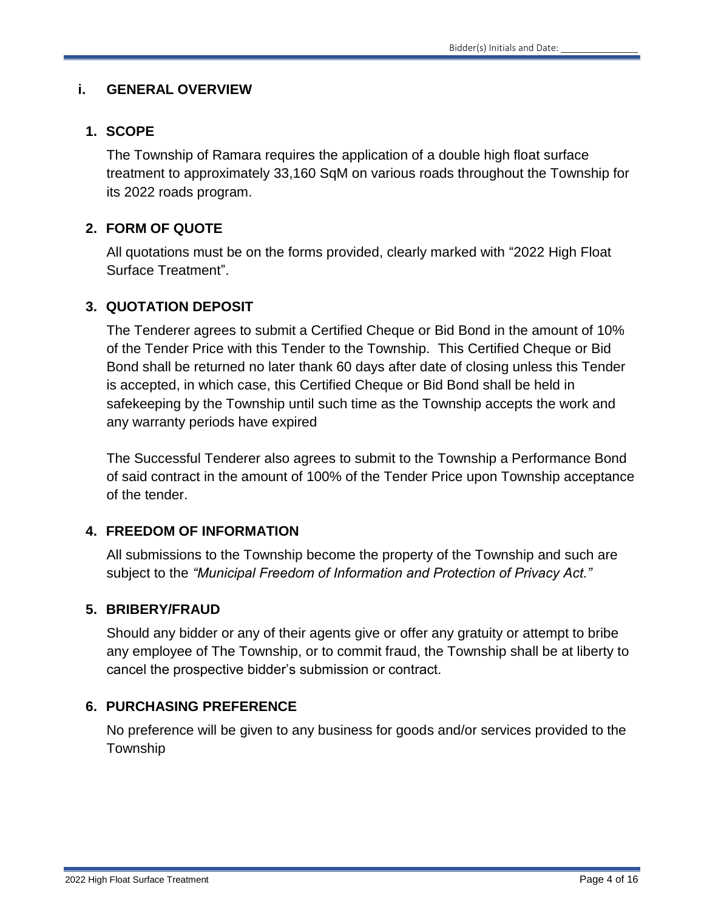## i. GENERAL OVERVIEW

### 1. SCOPE

The Township of Ramara requires the application of a double high float surface treatment to approximately 33,160 SqM on various roads throughout the Township for its 2022 roads program.

### 2. FORM OF QUOTE

All quotations must be on the forms provided, clearly marked with "2022 High Float Surface Treatment".

### 3. QUOTATION DEPOSIT

The Tenderer agrees to submit a Certified Cheque or Bid Bond in the amount of 10% of the Tender Price with this Tender to the Township. This Certified Cheque or Bid Bond shall be returned no later thank 60 days after date of closing unless this Tender is accepted, in which case, this Certified Cheque or Bid Bond shall be held in safekeeping by the Township until such time as the Township accepts the work and any warranty periods have expired

The Successful Tenderer also agrees to submit to the Township a Performance Bond of said contract in the amount of 100% of the Tender Price upon Township acceptance of the tender.

### 4. FREEDOM OF INFORMATION

All submissions to the Township become the property of the Township and such are subject to the *"Municipal Freedom of Information and Protection of Privacy Act."*

### 5. BRIBERY/FRAUD

Should any bidder or any of their agents give or offer any gratuity or attempt to bribe any employee of The Township, or to commit fraud, the Township shall be at liberty to cancel the prospective bidder's submission or contract.

### 6. PURCHASING PREFERENCE

No preference will be given to any business for goods and/or services provided to the Township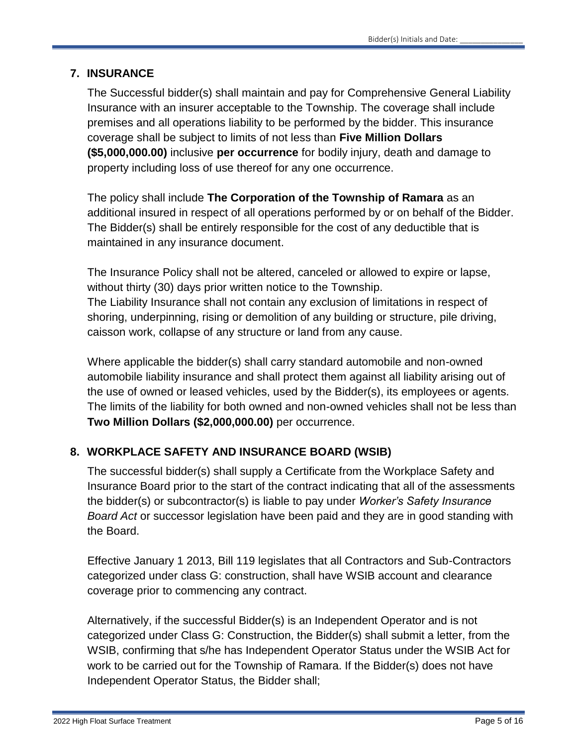## 7. INSURANCE

The Successful bidder(s) shall maintain and pay for Comprehensive General Liability Insurance with an insurer acceptable to the Township. The coverage shall include premises and all operations liability to be performed by the bidder. This insurance coverage shall be subject to limits of not less than **Five Million Dollars ($5,000,000.00)** inclusive **per occurrence** for bodily injury, death and damage to property including loss of use thereof for any one occurrence.

The policy shall include **The Corporation of the Township of Ramara** as an additional insured in respect of all operations performed by or on behalf of the Bidder. The Bidder(s) shall be entirely responsible for the cost of any deductible that is maintained in any insurance document.

The Insurance Policy shall not be altered, canceled or allowed to expire or lapse, without thirty (30) days prior written notice to the Township.
The Liability Insurance shall not contain any exclusion of limitations in respect of shoring, underpinning, rising or demolition of any building or structure, pile driving, caisson work, collapse of any structure or land from any cause.

Where applicable the bidder(s) shall carry standard automobile and non-owned automobile liability insurance and shall protect them against all liability arising out of the use of owned or leased vehicles, used by the Bidder(s), its employees or agents. The limits of the liability for both owned and non-owned vehicles shall not be less than **Two Million Dollars ($2,000,000.00)** per occurrence.

## 8. WORKPLACE SAFETY AND INSURANCE BOARD (WSIB)

The successful bidder(s) shall supply a Certificate from the Workplace Safety and Insurance Board prior to the start of the contract indicating that all of the assessments the bidder(s) or subcontractor(s) is liable to pay under *Worker's Safety Insurance Board Act* or successor legislation have been paid and they are in good standing with the Board.

Effective January 1 2013, Bill 119 legislates that all Contractors and Sub-Contractors categorized under class G: construction, shall have WSIB account and clearance coverage prior to commencing any contract.

Alternatively, if the successful Bidder(s) is an Independent Operator and is not categorized under Class G: Construction, the Bidder(s) shall submit a letter, from the WSIB, confirming that s/he has Independent Operator Status under the WSIB Act for work to be carried out for the Township of Ramara. If the Bidder(s) does not have Independent Operator Status, the Bidder shall;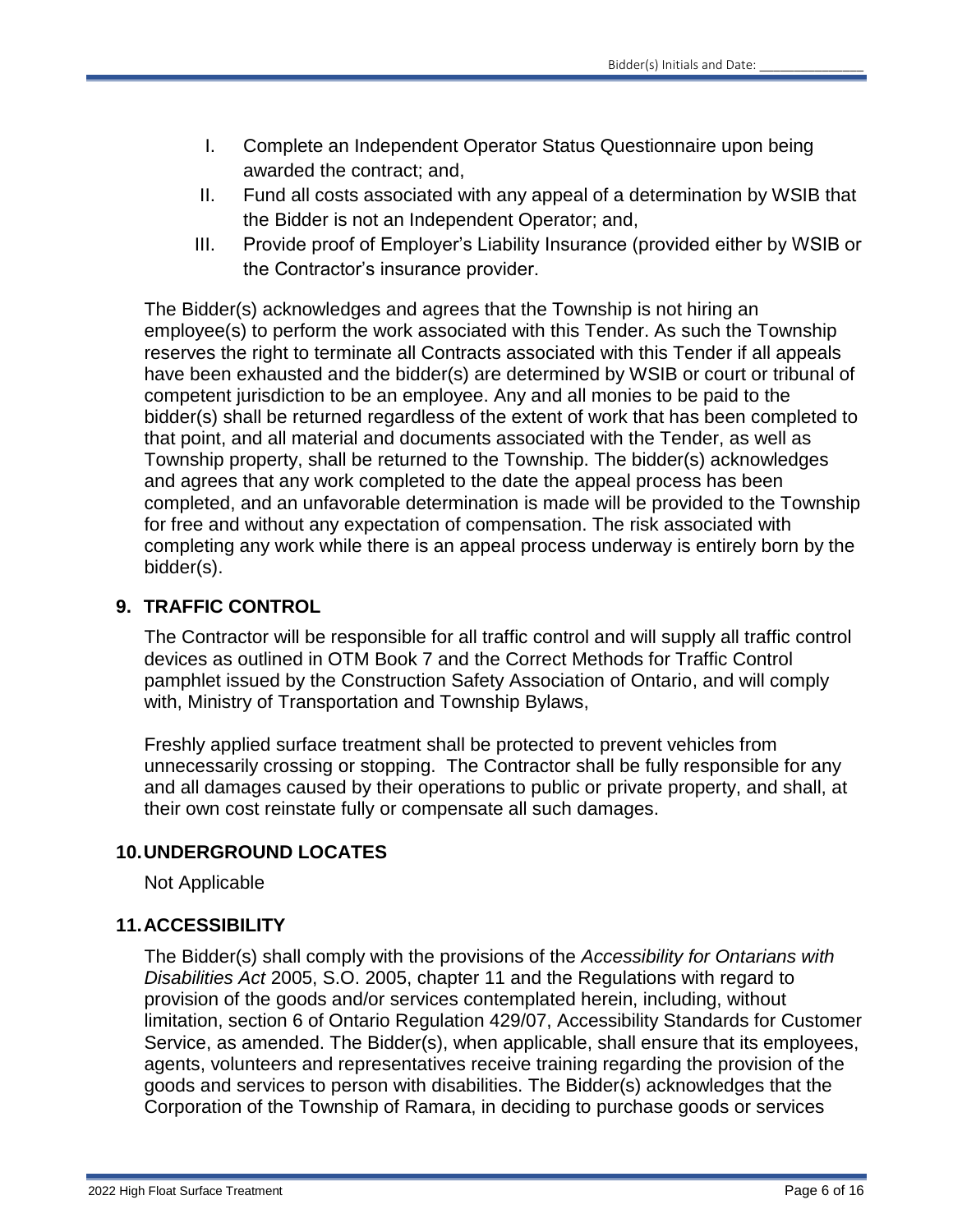I. Complete an Independent Operator Status Questionnaire upon being awarded the contract; and,
II. Fund all costs associated with any appeal of a determination by WSIB that the Bidder is not an Independent Operator; and,
III. Provide proof of Employer's Liability Insurance (provided either by WSIB or the Contractor's insurance provider.

The Bidder(s) acknowledges and agrees that the Township is not hiring an employee(s) to perform the work associated with this Tender. As such the Township reserves the right to terminate all Contracts associated with this Tender if all appeals have been exhausted and the bidder(s) are determined by WSIB or court or tribunal of competent jurisdiction to be an employee. Any and all monies to be paid to the bidder(s) shall be returned regardless of the extent of work that has been completed to that point, and all material and documents associated with the Tender, as well as Township property, shall be returned to the Township. The bidder(s) acknowledges and agrees that any work completed to the date the appeal process has been completed, and an unfavorable determination is made will be provided to the Township for free and without any expectation of compensation. The risk associated with completing any work while there is an appeal process underway is entirely born by the bidder(s).

## 9. TRAFFIC CONTROL

The Contractor will be responsible for all traffic control and will supply all traffic control devices as outlined in OTM Book 7 and the Correct Methods for Traffic Control pamphlet issued by the Construction Safety Association of Ontario, and will comply with, Ministry of Transportation and Township Bylaws,

Freshly applied surface treatment shall be protected to prevent vehicles from unnecessarily crossing or stopping. The Contractor shall be fully responsible for any and all damages caused by their operations to public or private property, and shall, at their own cost reinstate fully or compensate all such damages.

## 10. UNDERGROUND LOCATES

Not Applicable

## 11. ACCESSIBILITY

The Bidder(s) shall comply with the provisions of the *Accessibility for Ontarians with Disabilities Act* 2005, S.O. 2005, chapter 11 and the Regulations with regard to provision of the goods and/or services contemplated herein, including, without limitation, section 6 of Ontario Regulation 429/07, Accessibility Standards for Customer Service, as amended. The Bidder(s), when applicable, shall ensure that its employees, agents, volunteers and representatives receive training regarding the provision of the goods and services to person with disabilities. The Bidder(s) acknowledges that the Corporation of the Township of Ramara, in deciding to purchase goods or services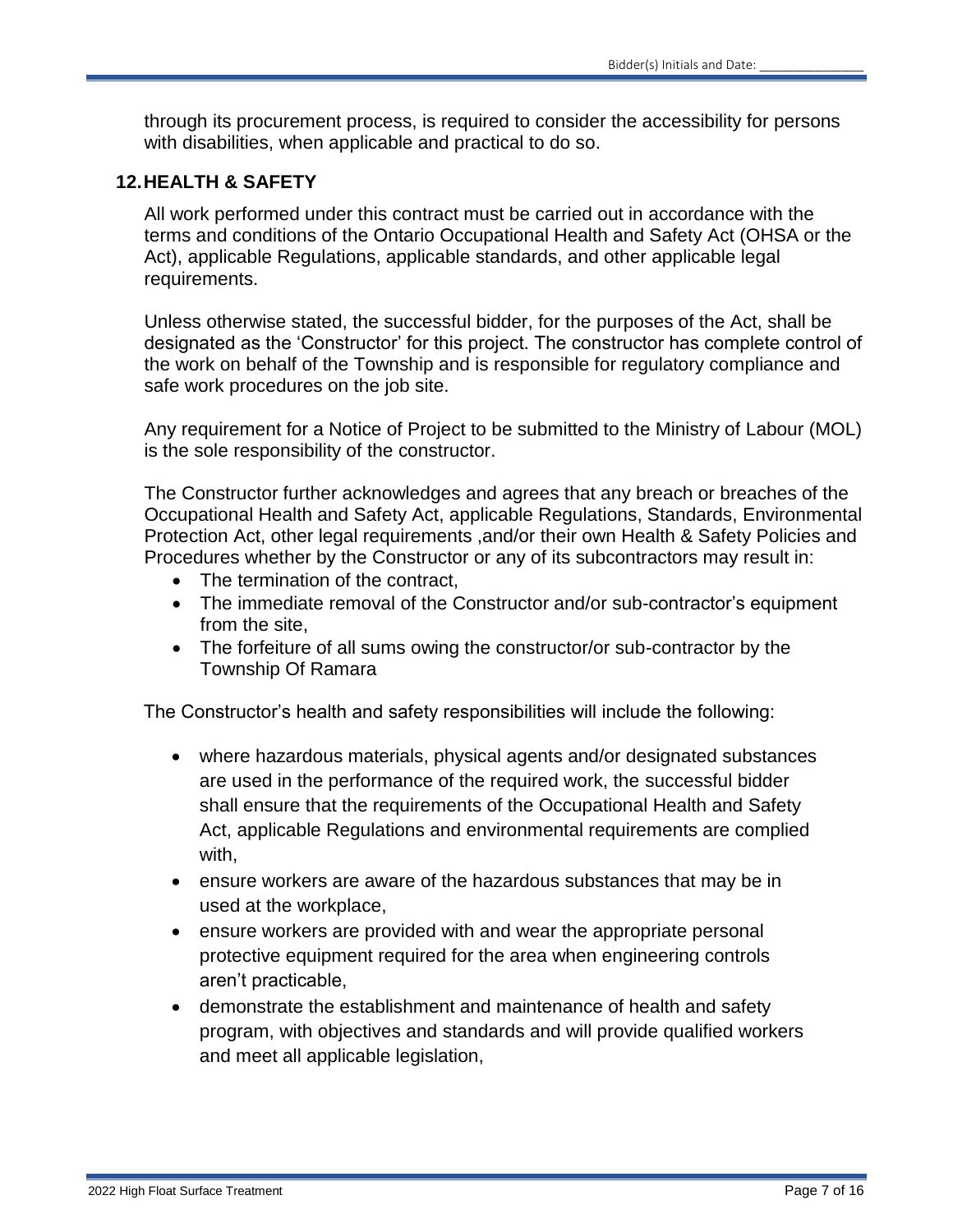through its procurement process, is required to consider the accessibility for persons with disabilities, when applicable and practical to do so.

## 12. HEALTH & SAFETY

All work performed under this contract must be carried out in accordance with the terms and conditions of the Ontario Occupational Health and Safety Act (OHSA or the Act), applicable Regulations, applicable standards, and other applicable legal requirements.

Unless otherwise stated, the successful bidder, for the purposes of the Act, shall be designated as the 'Constructor' for this project. The constructor has complete control of the work on behalf of the Township and is responsible for regulatory compliance and safe work procedures on the job site.

Any requirement for a Notice of Project to be submitted to the Ministry of Labour (MOL) is the sole responsibility of the constructor.

The Constructor further acknowledges and agrees that any breach or breaches of the Occupational Health and Safety Act, applicable Regulations, Standards, Environmental Protection Act, other legal requirements ,and/or their own Health & Safety Policies and Procedures whether by the Constructor or any of its subcontractors may result in:

- The termination of the contract,
- The immediate removal of the Constructor and/or sub-contractor's equipment from the site,
- The forfeiture of all sums owing the constructor/or sub-contractor by the Township Of Ramara

The Constructor's health and safety responsibilities will include the following:

- where hazardous materials, physical agents and/or designated substances are used in the performance of the required work, the successful bidder shall ensure that the requirements of the Occupational Health and Safety Act, applicable Regulations and environmental requirements are complied with,
- ensure workers are aware of the hazardous substances that may be in used at the workplace,
- ensure workers are provided with and wear the appropriate personal protective equipment required for the area when engineering controls aren't practicable,
- demonstrate the establishment and maintenance of health and safety program, with objectives and standards and will provide qualified workers and meet all applicable legislation,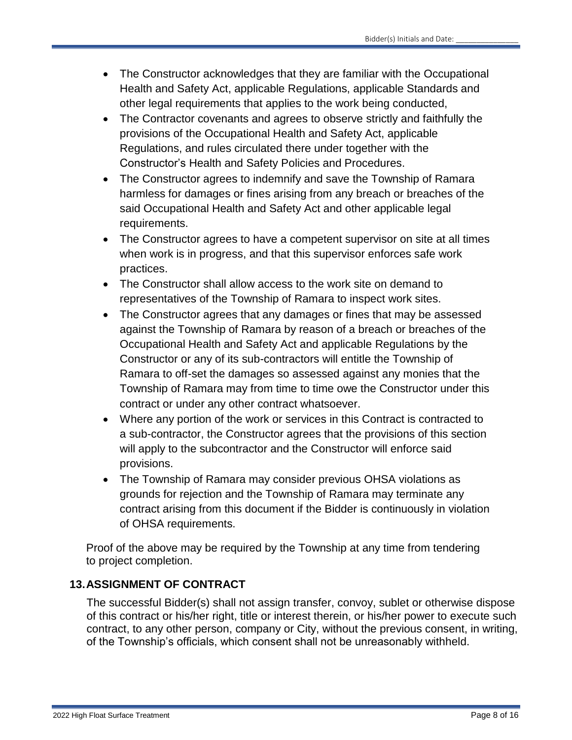- The Constructor acknowledges that they are familiar with the Occupational Health and Safety Act, applicable Regulations, applicable Standards and other legal requirements that applies to the work being conducted,
- The Contractor covenants and agrees to observe strictly and faithfully the provisions of the Occupational Health and Safety Act, applicable Regulations, and rules circulated there under together with the Constructor's Health and Safety Policies and Procedures.
- The Constructor agrees to indemnify and save the Township of Ramara harmless for damages or fines arising from any breach or breaches of the said Occupational Health and Safety Act and other applicable legal requirements.
- The Constructor agrees to have a competent supervisor on site at all times when work is in progress, and that this supervisor enforces safe work practices.
- The Constructor shall allow access to the work site on demand to representatives of the Township of Ramara to inspect work sites.
- The Constructor agrees that any damages or fines that may be assessed against the Township of Ramara by reason of a breach or breaches of the Occupational Health and Safety Act and applicable Regulations by the Constructor or any of its sub-contractors will entitle the Township of Ramara to off-set the damages so assessed against any monies that the Township of Ramara may from time to time owe the Constructor under this contract or under any other contract whatsoever.
- Where any portion of the work or services in this Contract is contracted to a sub-contractor, the Constructor agrees that the provisions of this section will apply to the subcontractor and the Constructor will enforce said provisions.
- The Township of Ramara may consider previous OHSA violations as grounds for rejection and the Township of Ramara may terminate any contract arising from this document if the Bidder is continuously in violation of OHSA requirements.

Proof of the above may be required by the Township at any time from tendering to project completion.

## 13. ASSIGNMENT OF CONTRACT

The successful Bidder(s) shall not assign transfer, convoy, sublet or otherwise dispose of this contract or his/her right, title or interest therein, or his/her power to execute such contract, to any other person, company or City, without the previous consent, in writing, of the Township's officials, which consent shall not be unreasonably withheld.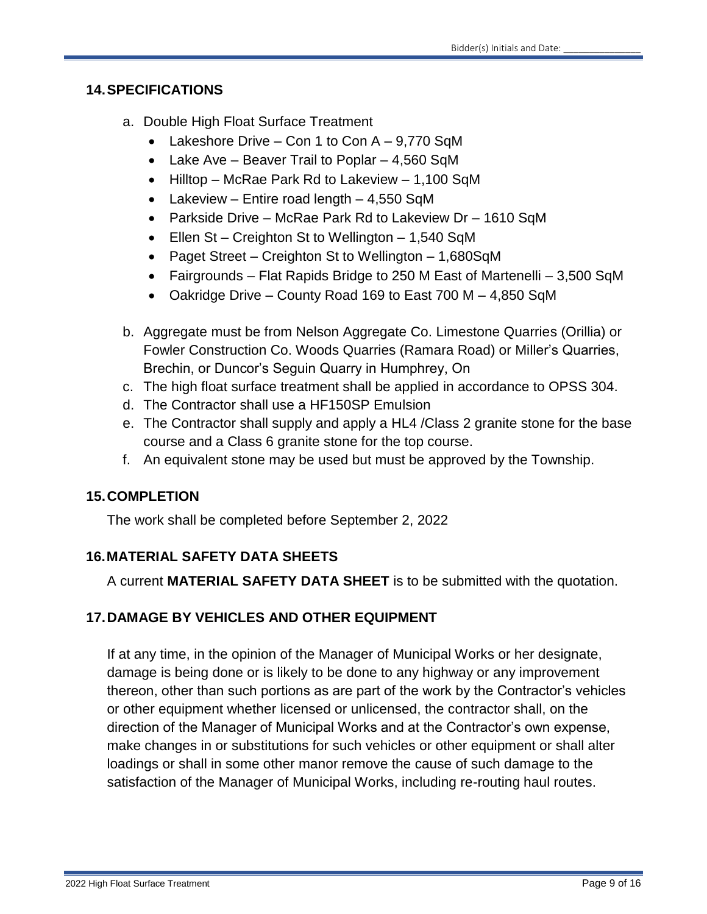## 14. SPECIFICATIONS

a. Double High Float Surface Treatment
   - Lakeshore Drive – Con 1 to Con A – 9,770 SqM
   - Lake Ave – Beaver Trail to Poplar – 4,560 SqM
   - Hilltop – McRae Park Rd to Lakeview – 1,100 SqM
   - Lakeview – Entire road length – 4,550 SqM
   - Parkside Drive – McRae Park Rd to Lakeview Dr – 1610 SqM
   - Ellen St – Creighton St to Wellington – 1,540 SqM
   - Paget Street – Creighton St to Wellington – 1,680SqM
   - Fairgrounds – Flat Rapids Bridge to 250 M East of Martenelli – 3,500 SqM
   - Oakridge Drive – County Road 169 to East 700 M – 4,850 SqM

b. Aggregate must be from Nelson Aggregate Co. Limestone Quarries (Orillia) or Fowler Construction Co. Woods Quarries (Ramara Road) or Miller's Quarries, Brechin, or Duncor's Seguin Quarry in Humphrey, On

c. The high float surface treatment shall be applied in accordance to OPSS 304.

d. The Contractor shall use a HF150SP Emulsion

e. The Contractor shall supply and apply a HL4 /Class 2 granite stone for the base course and a Class 6 granite stone for the top course.

f. An equivalent stone may be used but must be approved by the Township.

## 15. COMPLETION

The work shall be completed before September 2, 2022

## 16. MATERIAL SAFETY DATA SHEETS

A current **MATERIAL SAFETY DATA SHEET** is to be submitted with the quotation.

## 17. DAMAGE BY VEHICLES AND OTHER EQUIPMENT

If at any time, in the opinion of the Manager of Municipal Works or her designate, damage is being done or is likely to be done to any highway or any improvement thereon, other than such portions as are part of the work by the Contractor's vehicles or other equipment whether licensed or unlicensed, the contractor shall, on the direction of the Manager of Municipal Works and at the Contractor's own expense, make changes in or substitutions for such vehicles or other equipment or shall alter loadings or shall in some other manor remove the cause of such damage to the satisfaction of the Manager of Municipal Works, including re-routing haul routes.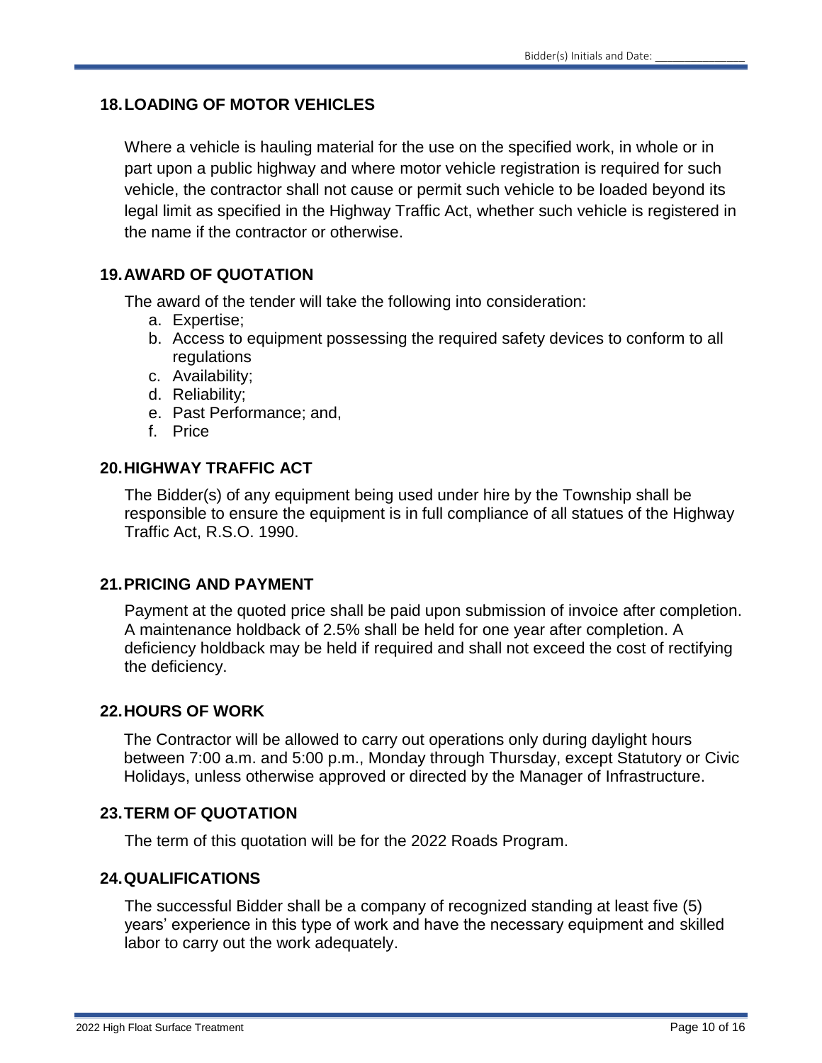## 18. LOADING OF MOTOR VEHICLES

Where a vehicle is hauling material for the use on the specified work, in whole or in part upon a public highway and where motor vehicle registration is required for such vehicle, the contractor shall not cause or permit such vehicle to be loaded beyond its legal limit as specified in the Highway Traffic Act, whether such vehicle is registered in the name if the contractor or otherwise.

## 19. AWARD OF QUOTATION

The award of the tender will take the following into consideration:

a. Expertise;
b. Access to equipment possessing the required safety devices to conform to all regulations
c. Availability;
d. Reliability;
e. Past Performance; and,
f. Price

## 20. HIGHWAY TRAFFIC ACT

The Bidder(s) of any equipment being used under hire by the Township shall be responsible to ensure the equipment is in full compliance of all statues of the Highway Traffic Act, R.S.O. 1990.

## 21. PRICING AND PAYMENT

Payment at the quoted price shall be paid upon submission of invoice after completion. A maintenance holdback of 2.5% shall be held for one year after completion. A deficiency holdback may be held if required and shall not exceed the cost of rectifying the deficiency.

## 22. HOURS OF WORK

The Contractor will be allowed to carry out operations only during daylight hours between 7:00 a.m. and 5:00 p.m., Monday through Thursday, except Statutory or Civic Holidays, unless otherwise approved or directed by the Manager of Infrastructure.

## 23. TERM OF QUOTATION

The term of this quotation will be for the 2022 Roads Program.

## 24. QUALIFICATIONS

The successful Bidder shall be a company of recognized standing at least five (5) years' experience in this type of work and have the necessary equipment and skilled labor to carry out the work adequately.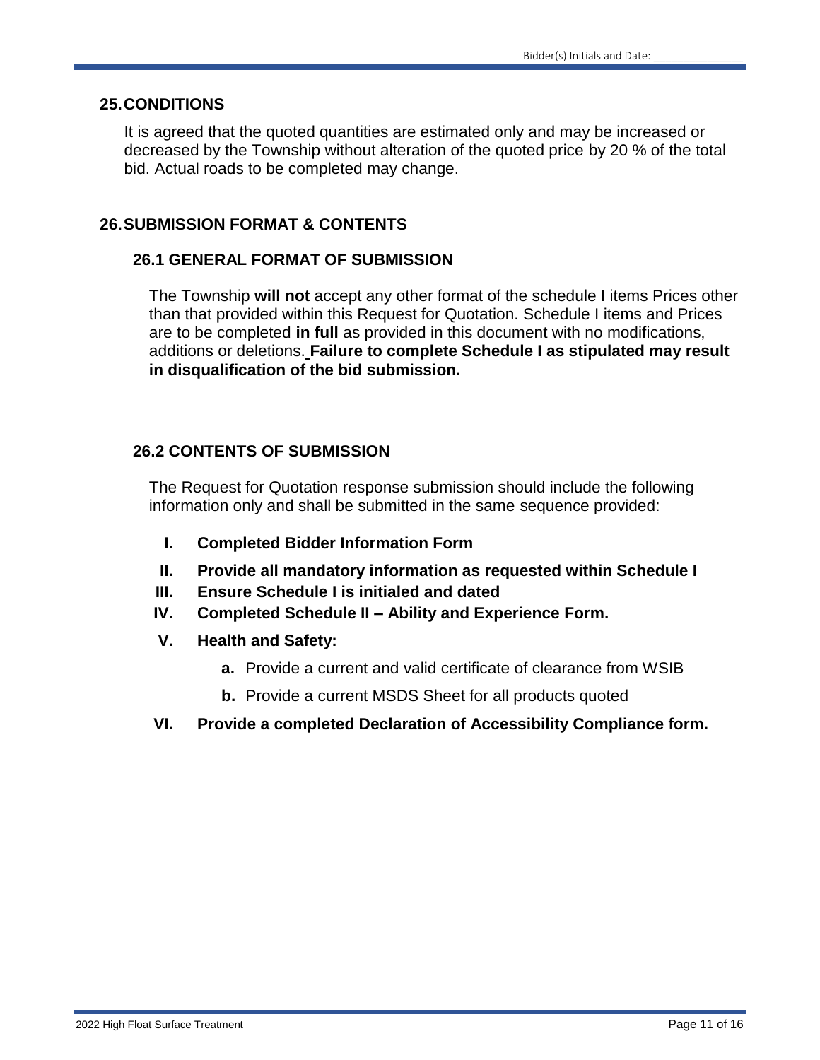## 25. CONDITIONS

It is agreed that the quoted quantities are estimated only and may be increased or decreased by the Township without alteration of the quoted price by 20 % of the total bid. Actual roads to be completed may change.

## 26. SUBMISSION FORMAT & CONTENTS

### 26.1 GENERAL FORMAT OF SUBMISSION

The Township **will not** accept any other format of the schedule I items Prices other than that provided within this Request for Quotation. Schedule I items and Prices are to be completed **in full** as provided in this document with no modifications, additions or deletions. **Failure to complete Schedule I as stipulated may result in disqualification of the bid submission.**

### 26.2 CONTENTS OF SUBMISSION

The Request for Quotation response submission should include the following information only and shall be submitted in the same sequence provided:

I. **Completed Bidder Information Form**

II. **Provide all mandatory information as requested within Schedule I**

III. **Ensure Schedule I is initialed and dated**

IV. **Completed Schedule II – Ability and Experience Form.**

V. **Health and Safety:**

   **a.** Provide a current and valid certificate of clearance from WSIB

   **b.** Provide a current MSDS Sheet for all products quoted

VI. **Provide a completed Declaration of Accessibility Compliance form.**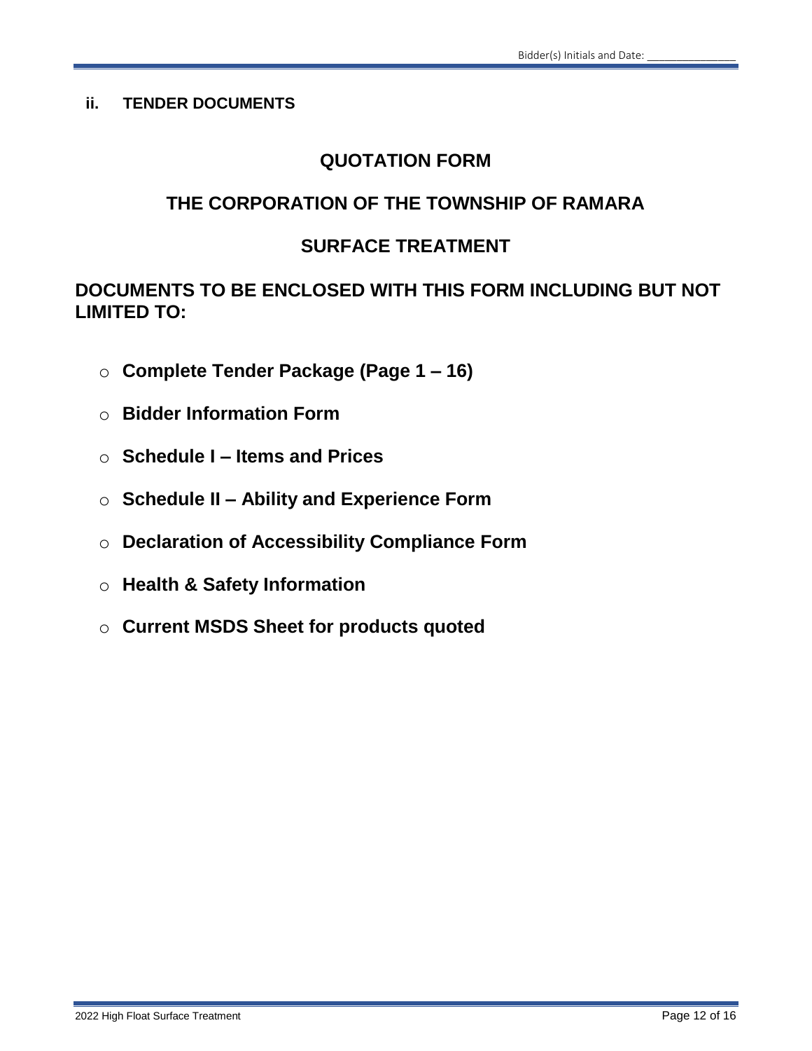**ii. TENDER DOCUMENTS**

# QUOTATION FORM

## THE CORPORATION OF THE TOWNSHIP OF RAMARA

## SURFACE TREATMENT

## DOCUMENTS TO BE ENCLOSED WITH THIS FORM INCLUDING BUT NOT LIMITED TO:

- **Complete Tender Package (Page 1 – 16)**
- **Bidder Information Form**
- **Schedule I – Items and Prices**
- **Schedule II – Ability and Experience Form**
- **Declaration of Accessibility Compliance Form**
- **Health & Safety Information**
- **Current MSDS Sheet for products quoted**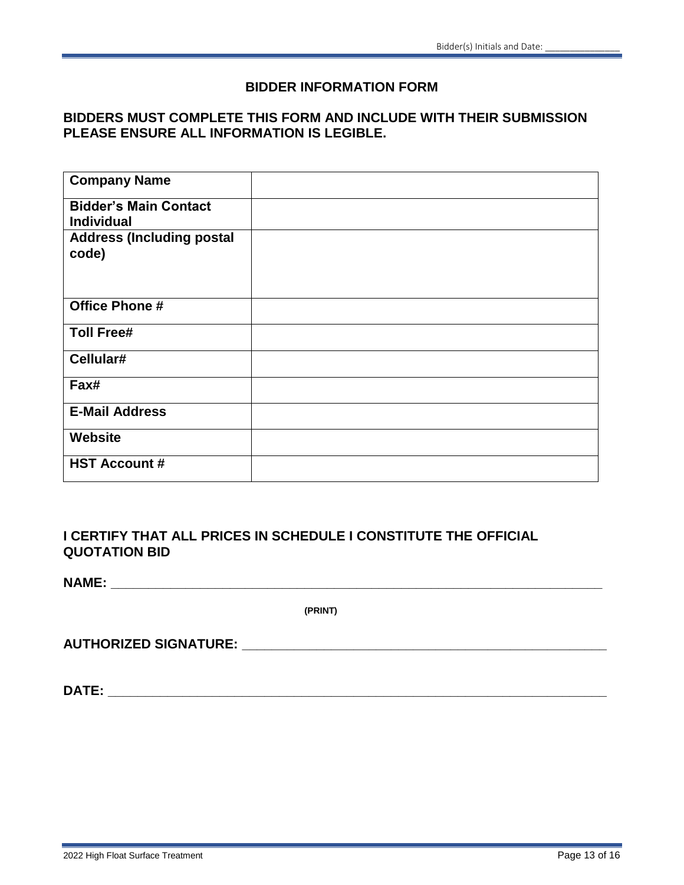## BIDDER INFORMATION FORM

**BIDDERS MUST COMPLETE THIS FORM AND INCLUDE WITH THEIR SUBMISSION PLEASE ENSURE ALL INFORMATION IS LEGIBLE.**

| | |
|---|---|
| **Company Name** | |
| **Bidder's Main Contact Individual** | |
| **Address (Including postal code)** | |
| **Office Phone #** | |
| **Toll Free#** | |
| **Cellular#** | |
| **Fax#** | |
| **E-Mail Address** | |
| **Website** | |
| **HST Account #** | |

**I CERTIFY THAT ALL PRICES IN SCHEDULE I CONSTITUTE THE OFFICIAL QUOTATION BID**

**NAME:** ___________________________________________________________________________

**(PRINT)**

**AUTHORIZED SIGNATURE:** ___________________________________________________

**DATE:** ___________________________________________________________________________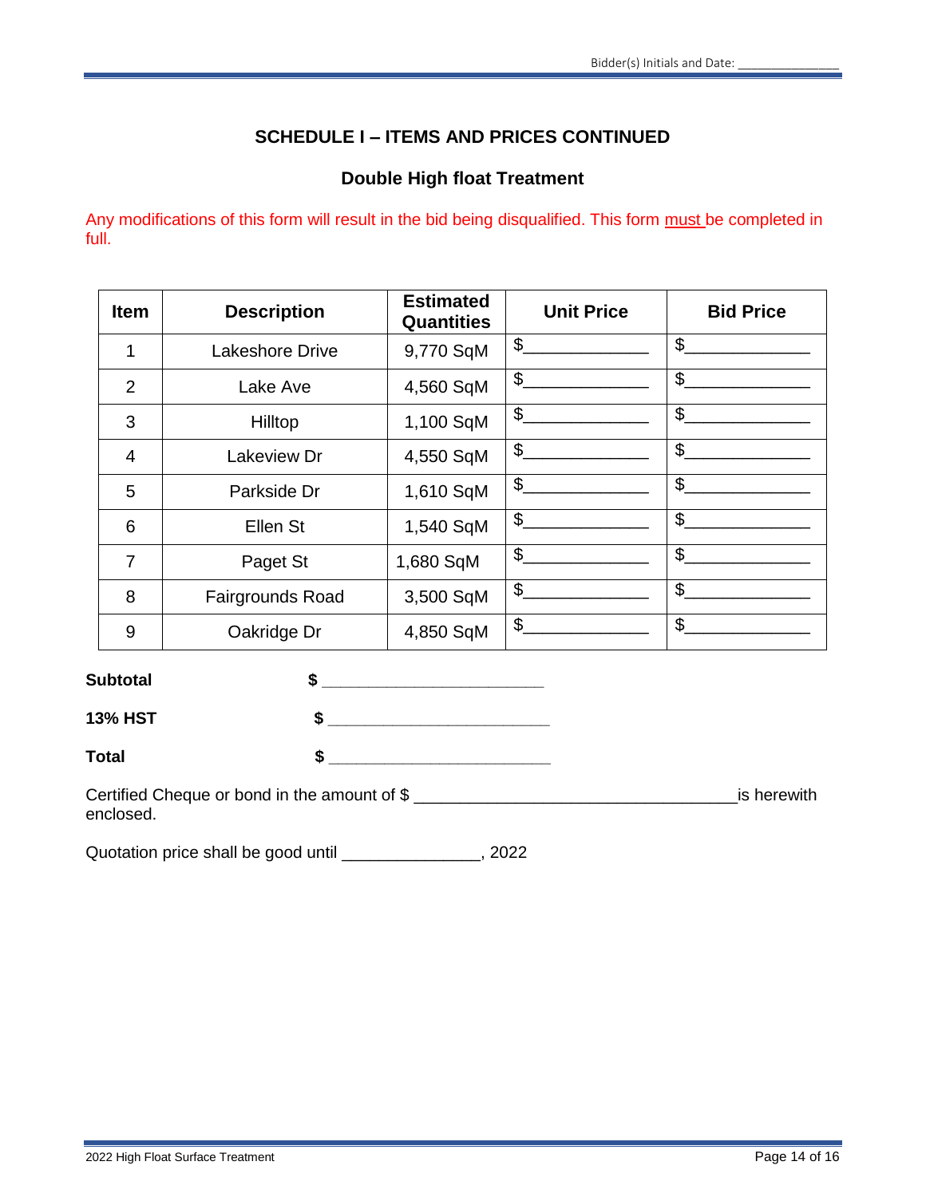## SCHEDULE I – ITEMS AND PRICES CONTINUED

### Double High float Treatment

Any modifications of this form will result in the bid being disqualified. This form must be completed in full.

| Item | Description | Estimated Quantities | Unit Price | Bid Price |
|---|---|---|---|---|
| 1 | Lakeshore Drive | 9,770 SqM | $____________ | $____________ |
| 2 | Lake Ave | 4,560 SqM | $____________ | $____________ |
| 3 | Hilltop | 1,100 SqM | $____________ | $____________ |
| 4 | Lakeview Dr | 4,550 SqM | $____________ | $____________ |
| 5 | Parkside Dr | 1,610 SqM | $____________ | $____________ |
| 6 | Ellen St | 1,540 SqM | $____________ | $____________ |
| 7 | Paget St | 1,680 SqM | $____________ | $____________ |
| 8 | Fairgrounds Road | 3,500 SqM | $____________ | $____________ |
| 9 | Oakridge Dr | 4,850 SqM | $____________ | $____________ |

**Subtotal** **$** ______________________

**13% HST** **$** ______________________

**Total** **$** ______________________

Certified Cheque or bond in the amount of $ ________________________________ is herewith enclosed.

Quotation price shall be good until ______________, 2022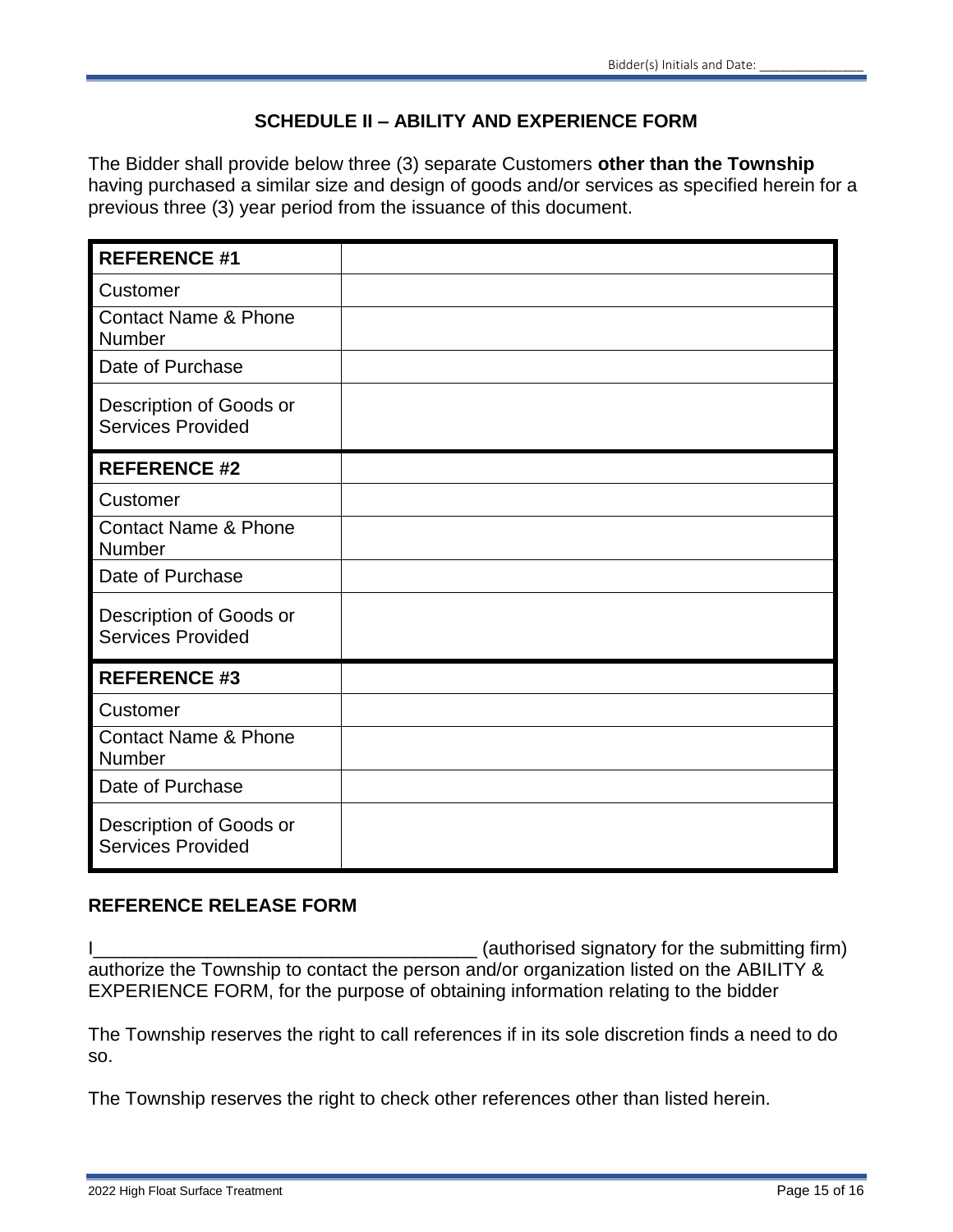## SCHEDULE II – ABILITY AND EXPERIENCE FORM

The Bidder shall provide below three (3) separate Customers **other than the Township** having purchased a similar size and design of goods and/or services as specified herein for a previous three (3) year period from the issuance of this document.

| **REFERENCE #1** | |
|---|---|
| Customer | |
| Contact Name & Phone Number | |
| Date of Purchase | |
| Description of Goods or Services Provided | |
| **REFERENCE #2** | |
| Customer | |
| Contact Name & Phone Number | |
| Date of Purchase | |
| Description of Goods or Services Provided | |
| **REFERENCE #3** | |
| Customer | |
| Contact Name & Phone Number | |
| Date of Purchase | |
| Description of Goods or Services Provided | |

### REFERENCE RELEASE FORM

I_____________________________________ (authorised signatory for the submitting firm) authorize the Township to contact the person and/or organization listed on the ABILITY & EXPERIENCE FORM, for the purpose of obtaining information relating to the bidder

The Township reserves the right to call references if in its sole discretion finds a need to do so.

The Township reserves the right to check other references other than listed herein.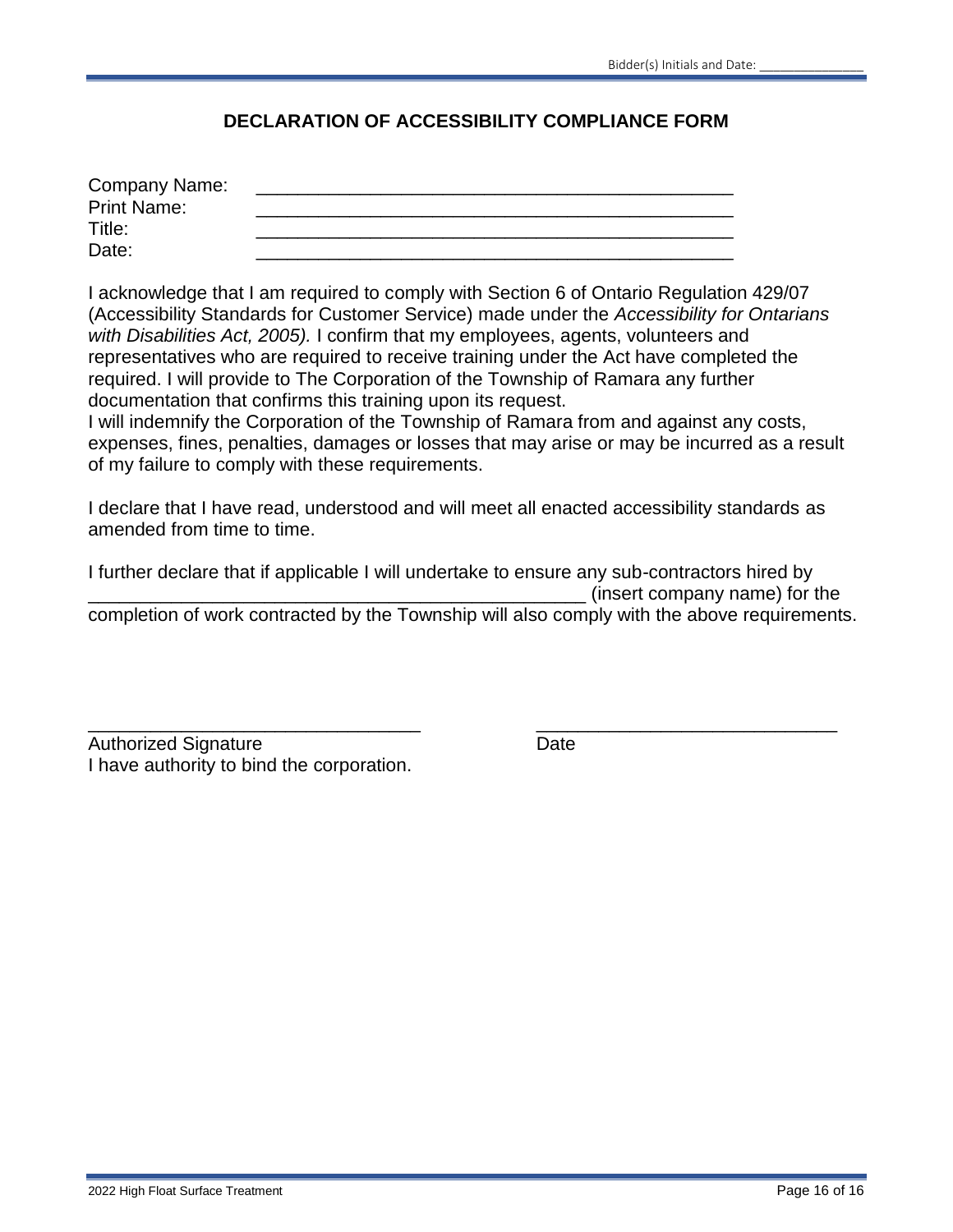## DECLARATION OF ACCESSIBILITY COMPLIANCE FORM

Company Name: ______________________________________________

Print Name: ______________________________________________

Title: ______________________________________________

Date: ______________________________________________

I acknowledge that I am required to comply with Section 6 of Ontario Regulation 429/07 (Accessibility Standards for Customer Service) made under the *Accessibility for Ontarians with Disabilities Act, 2005).* I confirm that my employees, agents, volunteers and representatives who are required to receive training under the Act have completed the required. I will provide to The Corporation of the Township of Ramara any further documentation that confirms this training upon its request.
I will indemnify the Corporation of the Township of Ramara from and against any costs, expenses, fines, penalties, damages or losses that may arise or may be incurred as a result of my failure to comply with these requirements.

I declare that I have read, understood and will meet all enacted accessibility standards as amended from time to time.

I further declare that if applicable I will undertake to ensure any sub-contractors hired by ________________________________________________ (insert company name) for the completion of work contracted by the Township will also comply with the above requirements.

________________________________ ____________________________

Authorized Signature Date

I have authority to bind the corporation.